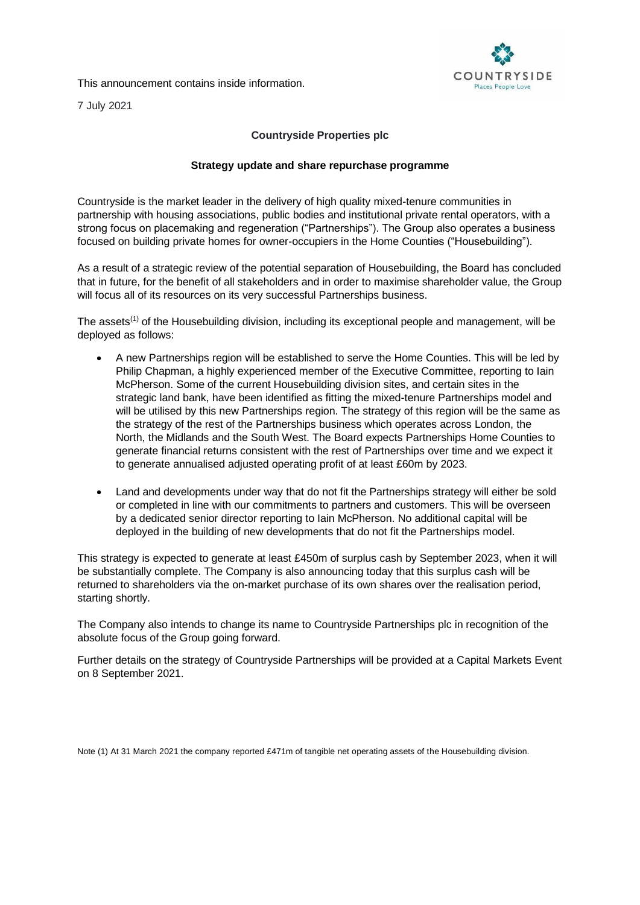This announcement contains inside information.

7 July 2021

**Countryside Properties plc**

**Strategy update and share repurchase programme**

Countryside is the market leader in the delivery of high quality mixed-tenure communities in partnership with housing associations, public bodies and institutional private rental operators, with a strong focus on placemaking and regeneration ("Partnerships"). The Group also operates a business focused on building private homes for owner-occupiers in the Home Counties ("Housebuilding").

As a result of a strategic review of the potential separation of Housebuilding, the Board has concluded that in future, for the benefit of all stakeholders and in order to maximise shareholder value, the Group will focus all of its resources on its very successful Partnerships business.

The assets[1] of the Housebuilding division, including its exceptional people and management, will be deployed as follows:

- A new Partnerships region will be established to serve the Home Counties. This will be led by Philip Chapman, a highly experienced member of the Executive Committee, reporting to Iain McPherson. Some of the current Housebuilding division sites, and certain sites in the strategic land bank, have been identified as fitting the mixed-tenure Partnerships model and will be utilised by this new Partnerships region. The strategy of this region will be the same as the strategy of the rest of the Partnerships business which operates across London, the North, the Midlands and the South West. The Board expects Partnerships Home Counties to generate financial returns consistent with the rest of Partnerships over time and we expect it to generate annualised adjusted operating profit of at least £60m by 2023.
- Land and developments under way that do not fit the Partnerships strategy will either be sold or completed in line with our commitments to partners and customers. This will be overseen by a dedicated senior director reporting to Iain McPherson. No additional capital will be deployed in the building of new developments that do not fit the Partnerships model.

This strategy is expected to generate at least £450m of surplus cash by September 2023, when it will be substantially complete. The Company is also announcing today that this surplus cash will be returned to shareholders via the on-market purchase of its own shares over the realisation period, starting shortly.

The Company also intends to change its name to Countryside Partnerships plc in recognition of the absolute focus of the Group going forward.

Further details on the strategy of Countryside Partnerships will be provided at a Capital Markets Event on 8 September 2021.

Note (1) At 31 March 2021 the company reported £471m of tangible net operating assets of the Housebuilding division.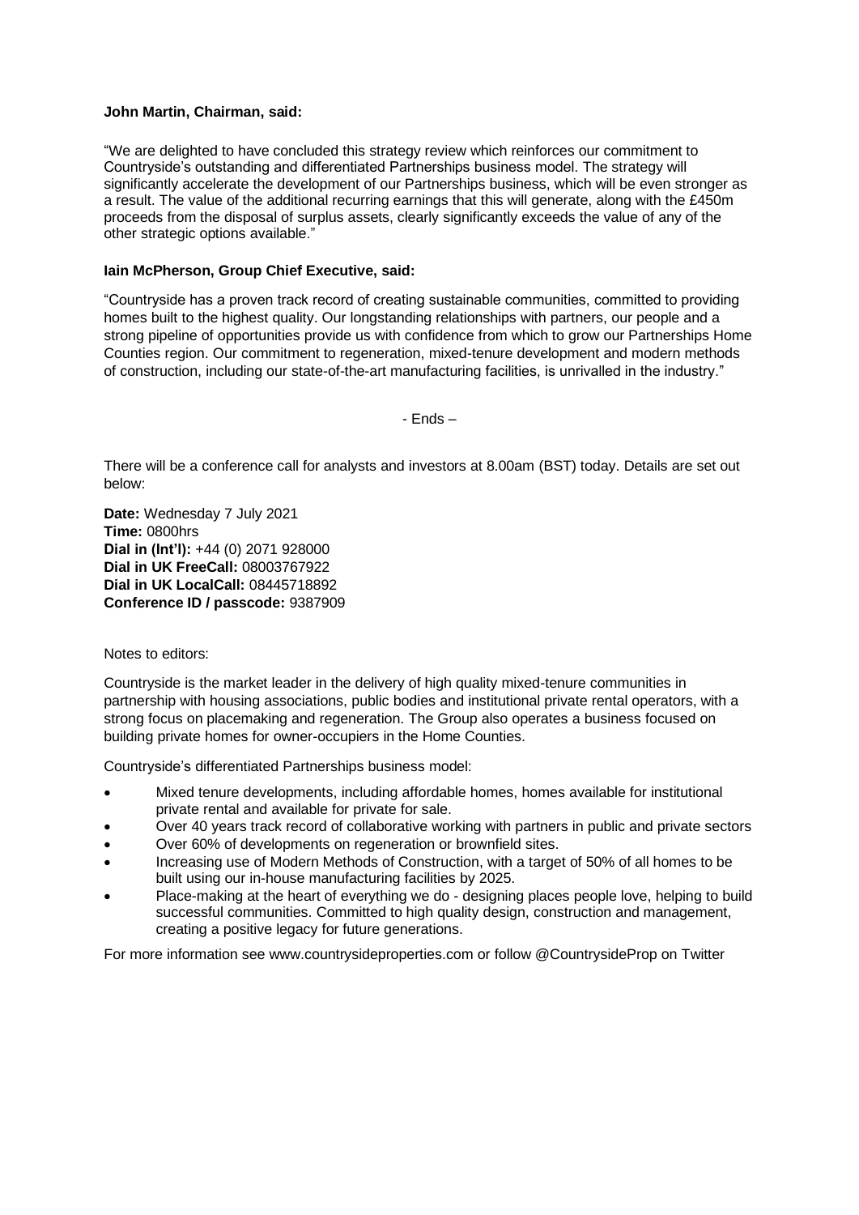**John Martin, Chairman, said:**

"We are delighted to have concluded this strategy review which reinforces our commitment to Countryside's outstanding and differentiated Partnerships business model. The strategy will significantly accelerate the development of our Partnerships business, which will be even stronger as a result. The value of the additional recurring earnings that this will generate, along with the £450m proceeds from the disposal of surplus assets, clearly significantly exceeds the value of any of the other strategic options available."

**Iain McPherson, Group Chief Executive, said:**

"Countryside has a proven track record of creating sustainable communities, committed to providing homes built to the highest quality. Our longstanding relationships with partners, our people and a strong pipeline of opportunities provide us with confidence from which to grow our Partnerships Home Counties region. Our commitment to regeneration, mixed-tenure development and modern methods of construction, including our state-of-the-art manufacturing facilities, is unrivalled in the industry."

- Ends –

There will be a conference call for analysts and investors at 8.00am (BST) today. Details are set out below:

**Date:** Wednesday 7 July 2021
**Time:** 0800hrs
**Dial in (Int'l):** +44 (0) 2071 928000
**Dial in UK FreeCall:** 08003767922
**Dial in UK LocalCall:** 08445718892
**Conference ID / passcode:** 9387909

Notes to editors:

Countryside is the market leader in the delivery of high quality mixed-tenure communities in partnership with housing associations, public bodies and institutional private rental operators, with a strong focus on placemaking and regeneration. The Group also operates a business focused on building private homes for owner-occupiers in the Home Counties.

Countryside's differentiated Partnerships business model:

- Mixed tenure developments, including affordable homes, homes available for institutional private rental and available for private for sale.
- Over 40 years track record of collaborative working with partners in public and private sectors
- Over 60% of developments on regeneration or brownfield sites.
- Increasing use of Modern Methods of Construction, with a target of 50% of all homes to be built using our in-house manufacturing facilities by 2025.
- Place-making at the heart of everything we do - designing places people love, helping to build successful communities. Committed to high quality design, construction and management, creating a positive legacy for future generations.

For more information see www.countrysideproperties.com or follow @CountrysideProp on Twitter